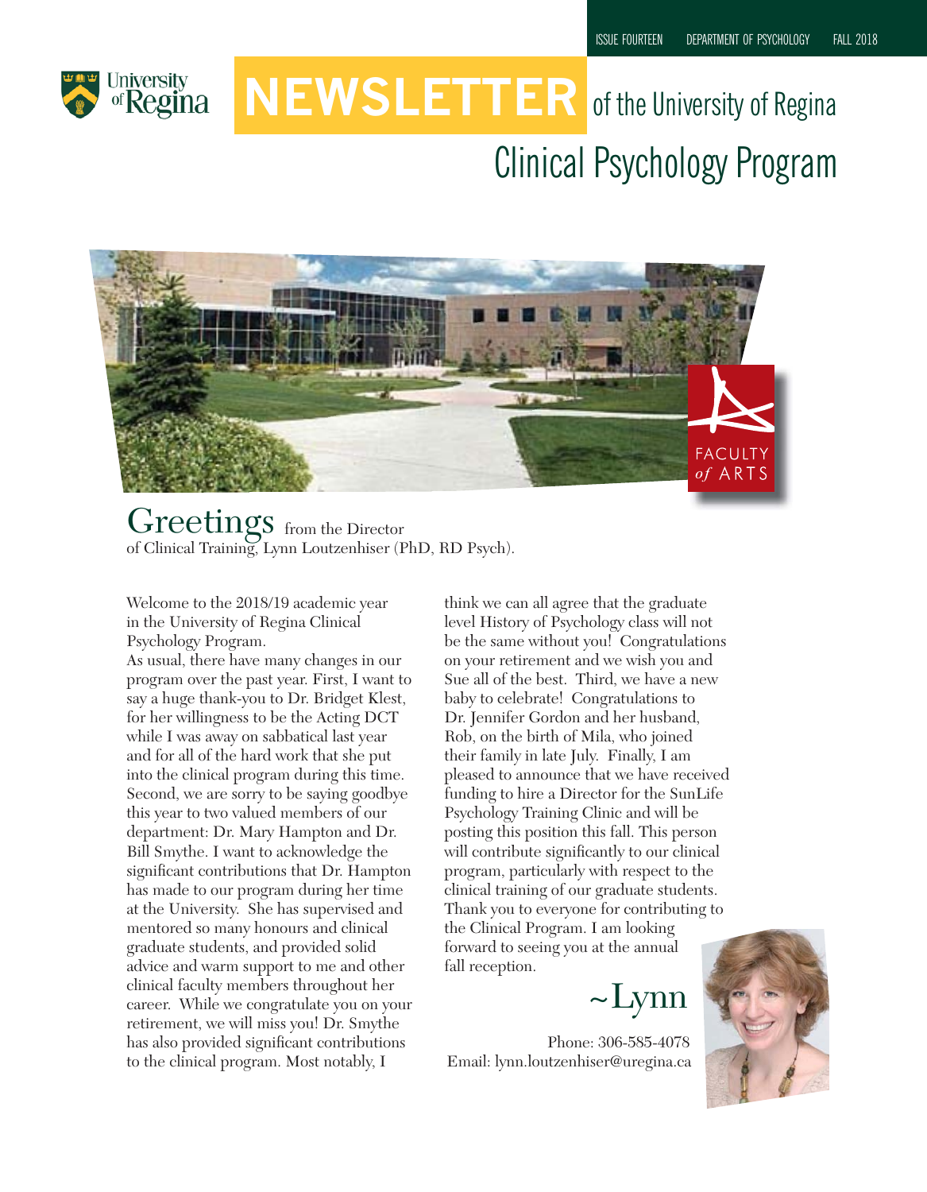ISSUE FOURTEEN DEPARTMENT OF PSYCHOLOGY FALL 2018

# NEWSLETTER of the University of Regina Clinical Psychology Program

FACULTY *of* ARTS

## Greetings from the Director of Clinical Training, Lynn Loutzenhiser (PhD, RD Psych).

Welcome to the 2018/19 academic year in the University of Regina Clinical Psychology Program.

As usual, there have many changes in our program over the past year. First, I want to say a huge thank-you to Dr. Bridget Klest, for her willingness to be the Acting DCT while I was away on sabbatical last year and for all of the hard work that she put into the clinical program during this time. Second, we are sorry to be saying goodbye this year to two valued members of our department: Dr. Mary Hampton and Dr. Bill Smythe. I want to acknowledge the significant contributions that Dr. Hampton has made to our program during her time at the University. She has supervised and mentored so many honours and clinical graduate students, and provided solid advice and warm support to me and other clinical faculty members throughout her career. While we congratulate you on your retirement, we will miss you! Dr. Smythe has also provided significant contributions to the clinical program. Most notably, I think we can all agree that the graduate level History of Psychology class will not be the same without you! Congratulations on your retirement and we wish you and Sue all of the best. Third, we have a new baby to celebrate! Congratulations to Dr. Jennifer Gordon and her husband, Rob, on the birth of Mila, who joined their family in late July. Finally, I am pleased to announce that we have received funding to hire a Director for the SunLife Psychology Training Clinic and will be posting this position this fall. This person will contribute significantly to our clinical program, particularly with respect to the clinical training of our graduate students. Thank you to everyone for contributing to the Clinical Program. I am looking forward to seeing you at the annual fall reception.

~Lynn

Phone: 306-585-4078
Email: lynn.loutzenhiser@uregina.ca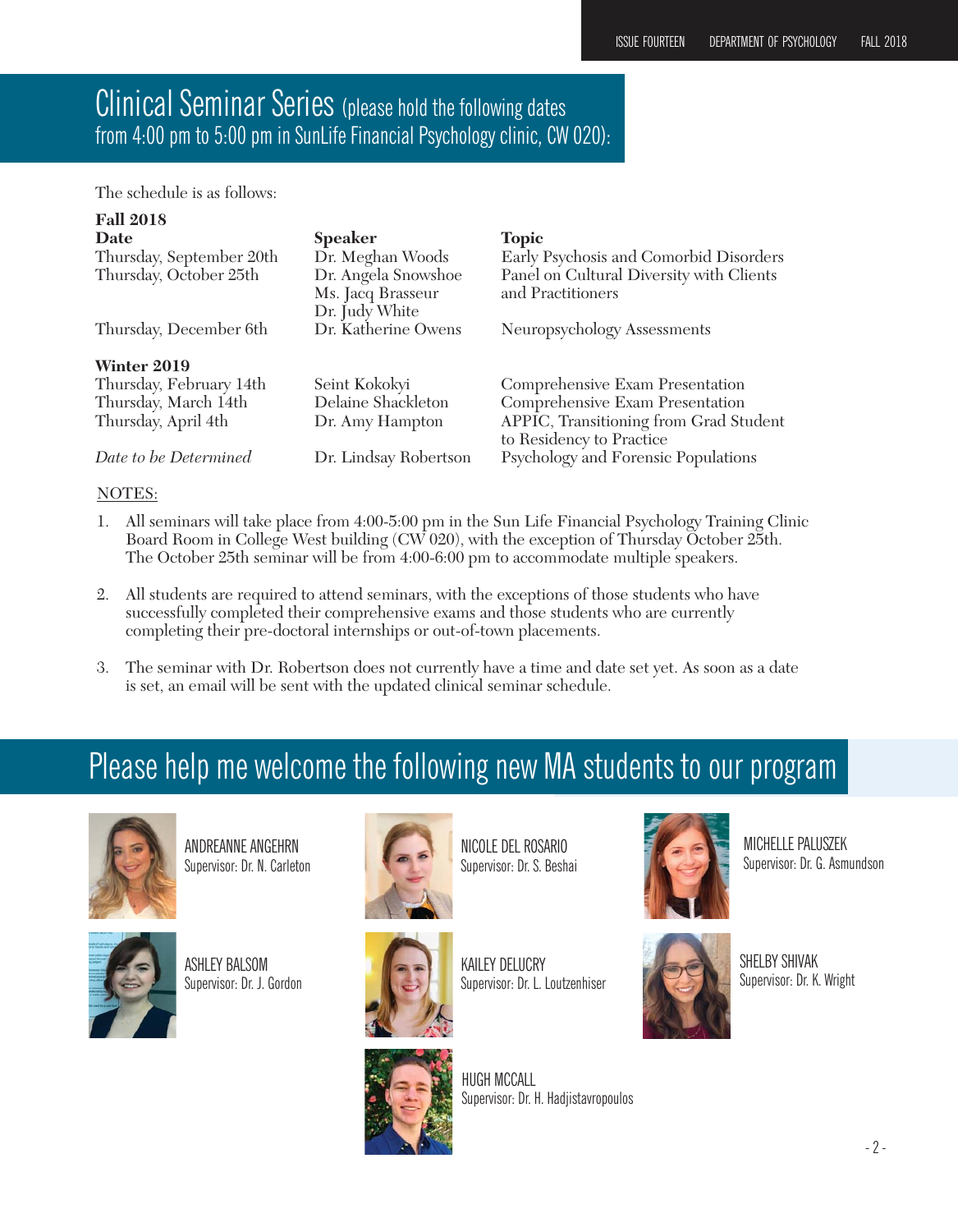## Clinical Seminar Series (please hold the following dates from 4:00 pm to 5:00 pm in SunLife Financial Psychology clinic, CW 020):

The schedule is as follows:

**Fall 2018**

| Date | Speaker | Topic |
|---|---|---|
| Thursday, September 20th | Dr. Meghan Woods | Early Psychosis and Comorbid Disorders |
| Thursday, October 25th | Dr. Angela Snowshoe<br>Ms. Jacq Brasseur<br>Dr. Judy White | Panel on Cultural Diversity with Clients and Practitioners |
| Thursday, December 6th | Dr. Katherine Owens | Neuropsychology Assessments |

**Winter 2019**

| Date | Speaker | Topic |
|---|---|---|
| Thursday, February 14th | Seint Kokokyi | Comprehensive Exam Presentation |
| Thursday, March 14th | Delaine Shackleton | Comprehensive Exam Presentation |
| Thursday, April 4th | Dr. Amy Hampton | APPIC, Transitioning from Grad Student to Residency to Practice |
| *Date to be Determined* | Dr. Lindsay Robertson | Psychology and Forensic Populations |

NOTES:

1. All seminars will take place from 4:00-5:00 pm in the Sun Life Financial Psychology Training Clinic Board Room in College West building (CW 020), with the exception of Thursday October 25th. The October 25th seminar will be from 4:00-6:00 pm to accommodate multiple speakers.
2. All students are required to attend seminars, with the exceptions of those students who have successfully completed their comprehensive exams and those students who are currently completing their pre-doctoral internships or out-of-town placements.
3. The seminar with Dr. Robertson does not currently have a time and date set yet. As soon as a date is set, an email will be sent with the updated clinical seminar schedule.

## Please help me welcome the following new MA students to our program

ANDREANNE ANGEHRN
Supervisor: Dr. N. Carleton

ASHLEY BALSOM
Supervisor: Dr. J. Gordon

NICOLE DEL ROSARIO
Supervisor: Dr. S. Beshai

KAILEY DELUCRY
Supervisor: Dr. L. Loutzenhiser

HUGH MCCALL
Supervisor: Dr. H. Hadjistavropoulos

MICHELLE PALUSZEK
Supervisor: Dr. G. Asmundson

SHELBY SHIVAK
Supervisor: Dr. K. Wright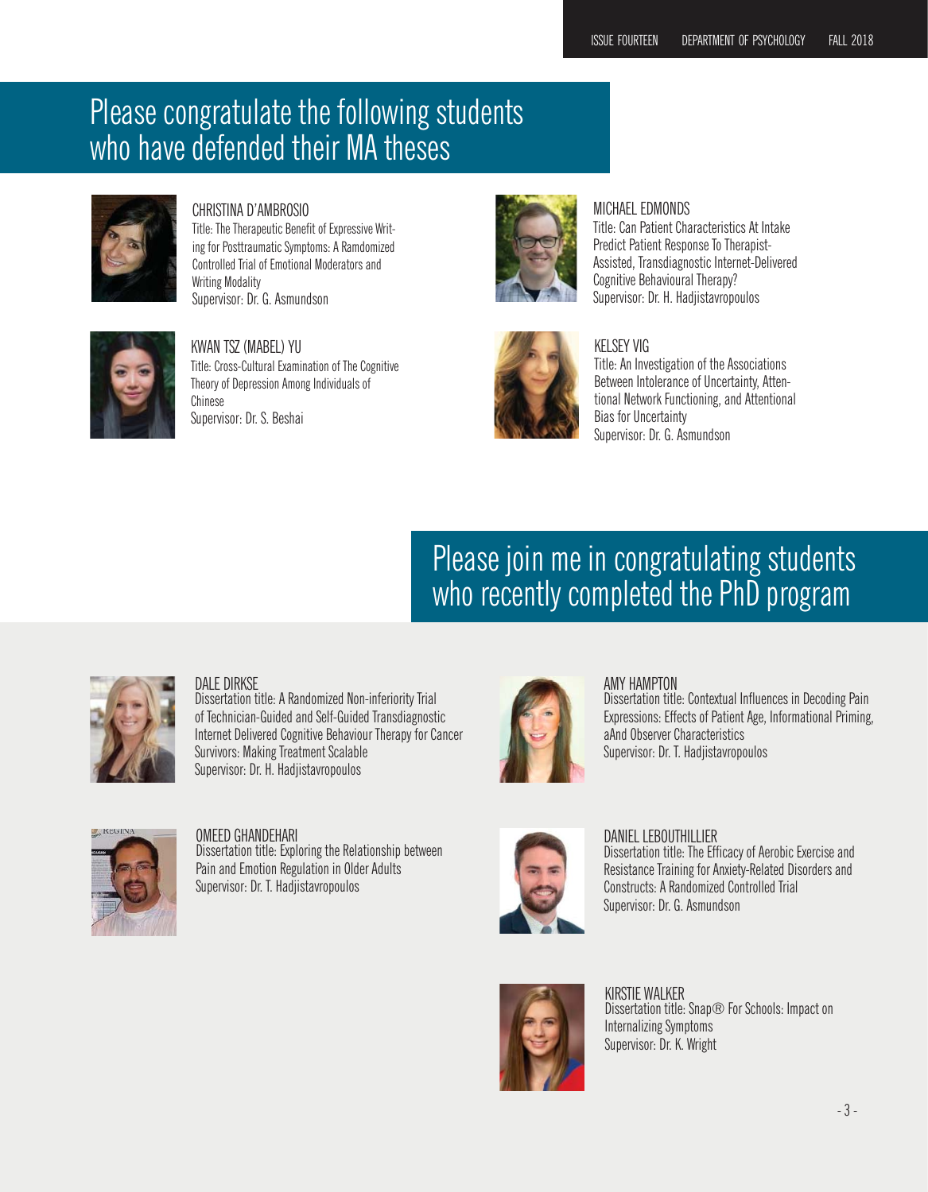# Please congratulate the following students who have defended their MA theses

CHRISTINA D'AMBROSIO
Title: The Therapeutic Benefit of Expressive Writing for Posttraumatic Symptoms: A Ramdomized Controlled Trial of Emotional Moderators and Writing Modality
Supervisor: Dr. G. Asmundson

MICHAEL EDMONDS
Title: Can Patient Characteristics At Intake Predict Patient Response To Therapist-Assisted, Transdiagnostic Internet-Delivered Cognitive Behavioural Therapy?
Supervisor: Dr. H. Hadjistavropoulos

KWAN TSZ (MABEL) YU
Title: Cross-Cultural Examination of The Cognitive Theory of Depression Among Individuals of Chinese
Supervisor: Dr. S. Beshai

KELSEY VIG
Title: An Investigation of the Associations Between Intolerance of Uncertainty, Attentional Network Functioning, and Attentional Bias for Uncertainty
Supervisor: Dr. G. Asmundson

# Please join me in congratulating students who recently completed the PhD program

DALE DIRKSE
Dissertation title: A Randomized Non-inferiority Trial of Technician-Guided and Self-Guided Transdiagnostic Internet Delivered Cognitive Behaviour Therapy for Cancer Survivors: Making Treatment Scalable
Supervisor: Dr. H. Hadjistavropoulos

AMY HAMPTON
Dissertation title: Contextual Influences in Decoding Pain Expressions: Effects of Patient Age, Informational Priming, aAnd Observer Characteristics
Supervisor: Dr. T. Hadjistavropoulos

OMEED GHANDEHARI
Dissertation title: Exploring the Relationship between Pain and Emotion Regulation in Older Adults
Supervisor: Dr. T. Hadjistavropoulos

DANIEL LEBOUTHILLIER
Dissertation title: The Efficacy of Aerobic Exercise and Resistance Training for Anxiety-Related Disorders and Constructs: A Randomized Controlled Trial
Supervisor: Dr. G. Asmundson

KIRSTIE WALKER
Dissertation title: Snap® For Schools: Impact on Internalizing Symptoms
Supervisor: Dr. K. Wright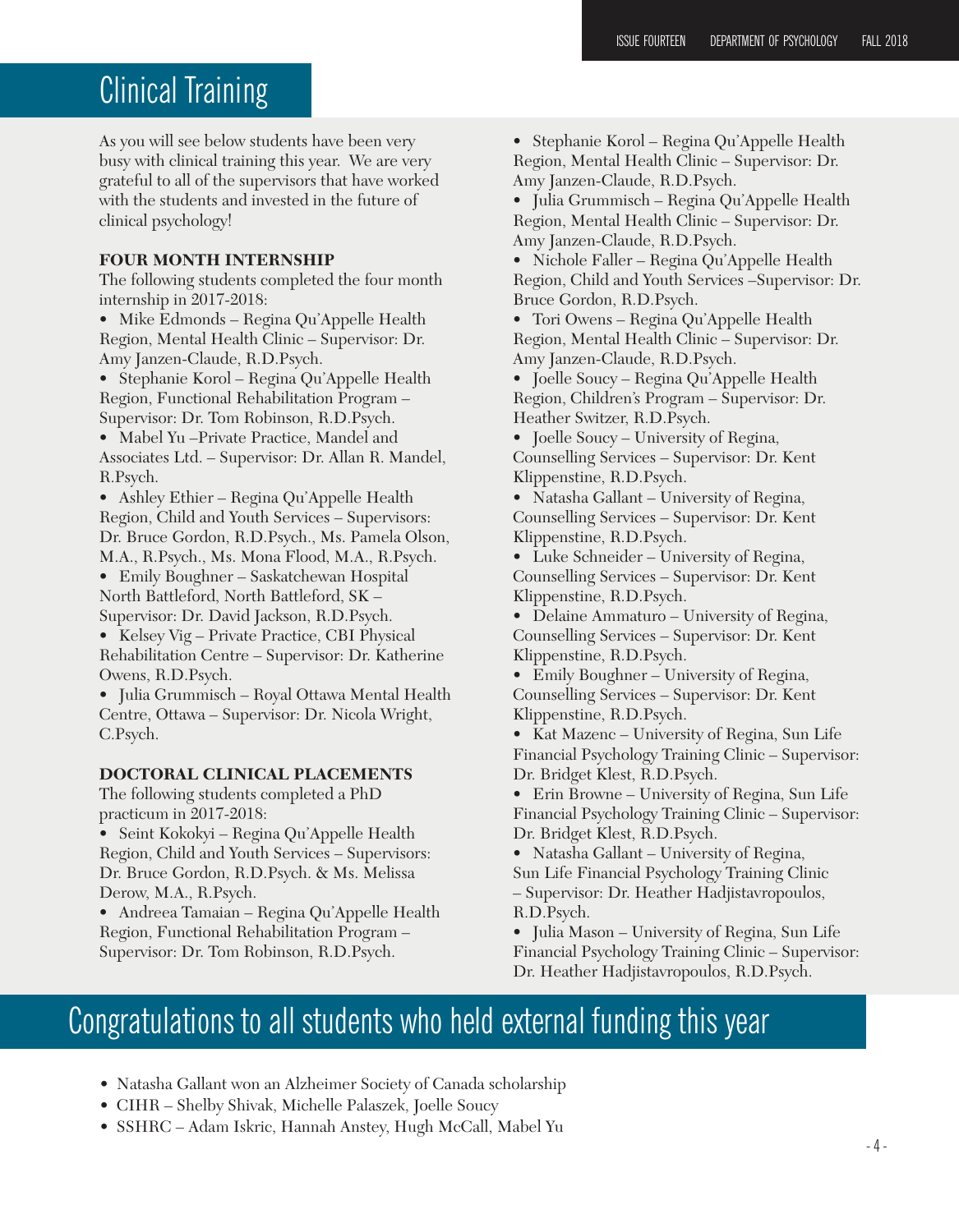# Clinical Training

As you will see below students have been very busy with clinical training this year. We are very grateful to all of the supervisors that have worked with the students and invested in the future of clinical psychology!

**FOUR MONTH INTERNSHIP**

The following students completed the four month internship in 2017-2018:

- Mike Edmonds – Regina Qu'Appelle Health Region, Mental Health Clinic – Supervisor: Dr. Amy Janzen-Claude, R.D.Psych.
- Stephanie Korol – Regina Qu'Appelle Health Region, Functional Rehabilitation Program – Supervisor: Dr. Tom Robinson, R.D.Psych.
- Mabel Yu –Private Practice, Mandel and Associates Ltd. – Supervisor: Dr. Allan R. Mandel, R.Psych.
- Ashley Ethier – Regina Qu'Appelle Health Region, Child and Youth Services – Supervisors: Dr. Bruce Gordon, R.D.Psych., Ms. Pamela Olson, M.A., R.Psych., Ms. Mona Flood, M.A., R.Psych.
- Emily Boughner – Saskatchewan Hospital North Battleford, North Battleford, SK – Supervisor: Dr. David Jackson, R.D.Psych.
- Kelsey Vig – Private Practice, CBI Physical Rehabilitation Centre – Supervisor: Dr. Katherine Owens, R.D.Psych.
- Julia Grummisch – Royal Ottawa Mental Health Centre, Ottawa – Supervisor: Dr. Nicola Wright, C.Psych.

**DOCTORAL CLINICAL PLACEMENTS**

The following students completed a PhD practicum in 2017-2018:

- Seint Kokokyi – Regina Qu'Appelle Health Region, Child and Youth Services – Supervisors: Dr. Bruce Gordon, R.D.Psych. & Ms. Melissa Derow, M.A., R.Psych.
- Andreea Tamaian – Regina Qu'Appelle Health Region, Functional Rehabilitation Program – Supervisor: Dr. Tom Robinson, R.D.Psych.
- Stephanie Korol – Regina Qu'Appelle Health Region, Mental Health Clinic – Supervisor: Dr. Amy Janzen-Claude, R.D.Psych.
- Julia Grummisch – Regina Qu'Appelle Health Region, Mental Health Clinic – Supervisor: Dr. Amy Janzen-Claude, R.D.Psych.
- Nichole Faller – Regina Qu'Appelle Health Region, Child and Youth Services –Supervisor: Dr. Bruce Gordon, R.D.Psych.
- Tori Owens – Regina Qu'Appelle Health Region, Mental Health Clinic – Supervisor: Dr. Amy Janzen-Claude, R.D.Psych.
- Joelle Soucy – Regina Qu'Appelle Health Region, Children's Program – Supervisor: Dr. Heather Switzer, R.D.Psych.
- Joelle Soucy – University of Regina, Counselling Services – Supervisor: Dr. Kent Klippenstine, R.D.Psych.
- Natasha Gallant – University of Regina, Counselling Services – Supervisor: Dr. Kent Klippenstine, R.D.Psych.
- Luke Schneider – University of Regina, Counselling Services – Supervisor: Dr. Kent Klippenstine, R.D.Psych.
- Delaine Ammaturo – University of Regina, Counselling Services – Supervisor: Dr. Kent Klippenstine, R.D.Psych.
- Emily Boughner – University of Regina, Counselling Services – Supervisor: Dr. Kent Klippenstine, R.D.Psych.
- Kat Mazenc – University of Regina, Sun Life Financial Psychology Training Clinic – Supervisor: Dr. Bridget Klest, R.D.Psych.
- Erin Browne – University of Regina, Sun Life Financial Psychology Training Clinic – Supervisor: Dr. Bridget Klest, R.D.Psych.
- Natasha Gallant – University of Regina, Sun Life Financial Psychology Training Clinic – Supervisor: Dr. Heather Hadjistavropoulos, R.D.Psych.
- Julia Mason – University of Regina, Sun Life Financial Psychology Training Clinic – Supervisor: Dr. Heather Hadjistavropoulos, R.D.Psych.

# Congratulations to all students who held external funding this year

- Natasha Gallant won an Alzheimer Society of Canada scholarship
- CIHR – Shelby Shivak, Michelle Palaszek, Joelle Soucy
- SSHRC – Adam Iskric, Hannah Anstey, Hugh McCall, Mabel Yu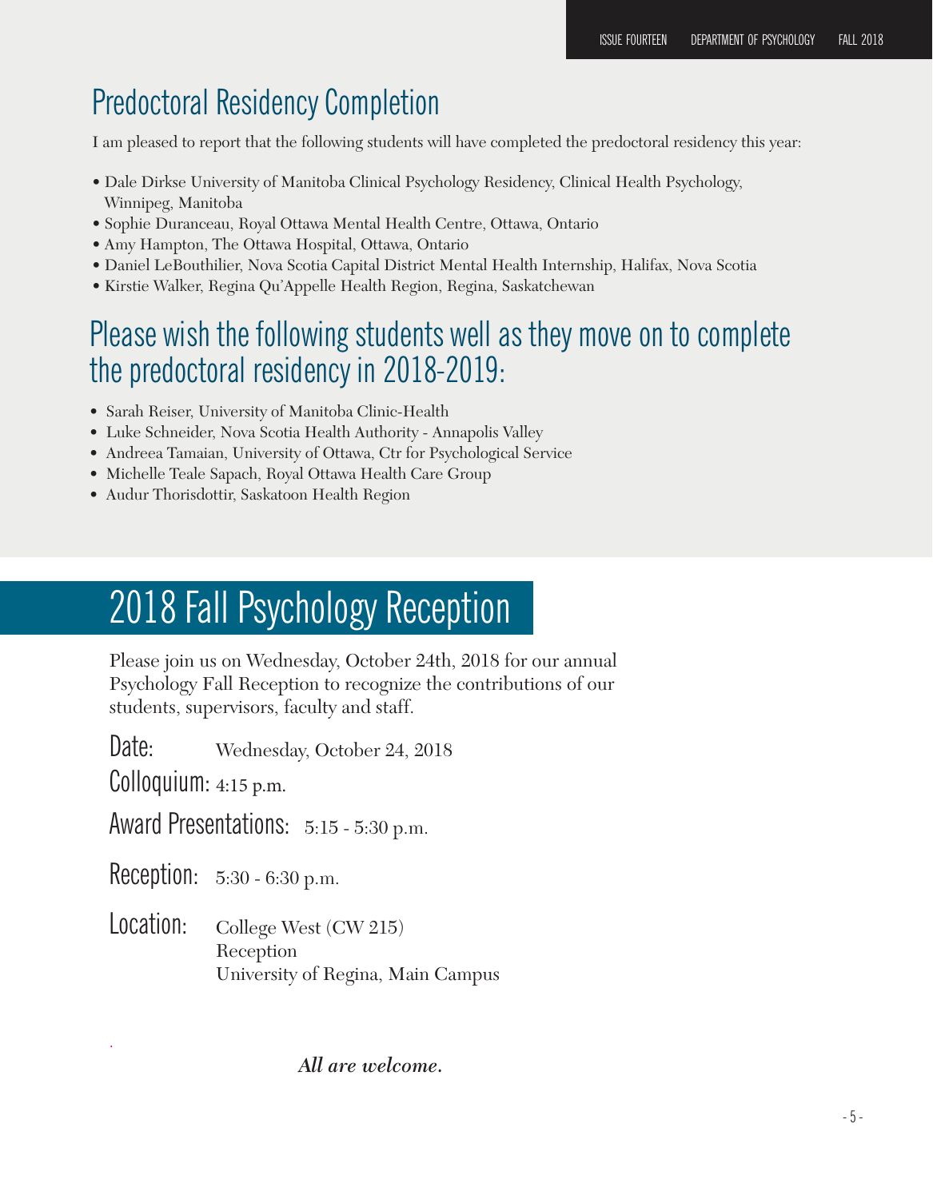## Predoctoral Residency Completion

I am pleased to report that the following students will have completed the predoctoral residency this year:

- Dale Dirkse University of Manitoba Clinical Psychology Residency, Clinical Health Psychology, Winnipeg, Manitoba
- Sophie Duranceau, Royal Ottawa Mental Health Centre, Ottawa, Ontario
- Amy Hampton, The Ottawa Hospital, Ottawa, Ontario
- Daniel LeBouthilier, Nova Scotia Capital District Mental Health Internship, Halifax, Nova Scotia
- Kirstie Walker, Regina Qu'Appelle Health Region, Regina, Saskatchewan

## Please wish the following students well as they move on to complete the predoctoral residency in 2018-2019:

- Sarah Reiser, University of Manitoba Clinic-Health
- Luke Schneider, Nova Scotia Health Authority - Annapolis Valley
- Andreea Tamaian, University of Ottawa, Ctr for Psychological Service
- Michelle Teale Sapach, Royal Ottawa Health Care Group
- Audur Thorisdottir, Saskatoon Health Region

# 2018 Fall Psychology Reception

Please join us on Wednesday, October 24th, 2018 for our annual Psychology Fall Reception to recognize the contributions of our students, supervisors, faculty and staff.

Date: Wednesday, October 24, 2018

Colloquium: 4:15 p.m.

Award Presentations: 5:15 - 5:30 p.m.

Reception: 5:30 - 6:30 p.m.

Location: College West (CW 215)
Reception
University of Regina, Main Campus

*All are welcome.*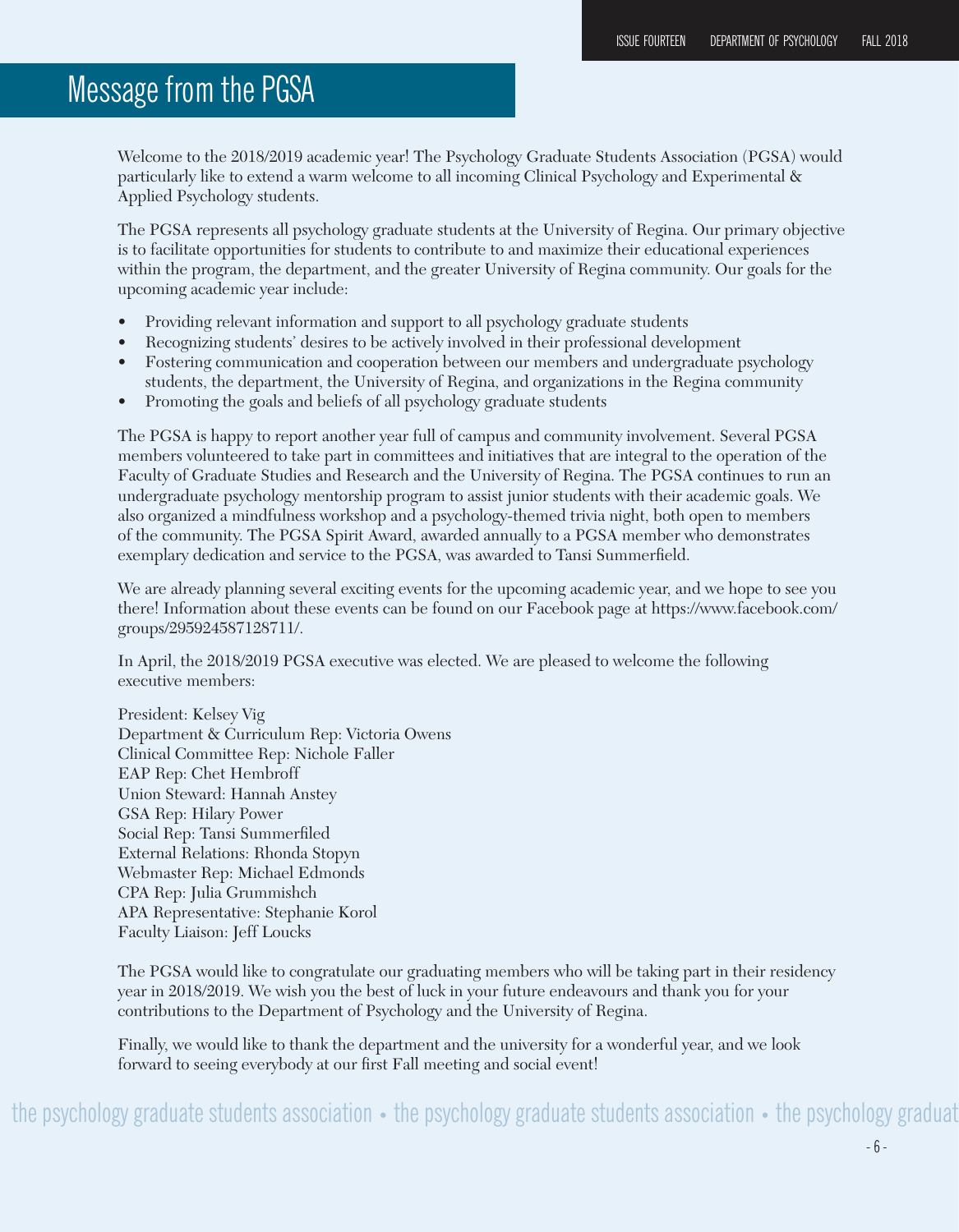# Message from the PGSA

Welcome to the 2018/2019 academic year! The Psychology Graduate Students Association (PGSA) would particularly like to extend a warm welcome to all incoming Clinical Psychology and Experimental & Applied Psychology students.

The PGSA represents all psychology graduate students at the University of Regina. Our primary objective is to facilitate opportunities for students to contribute to and maximize their educational experiences within the program, the department, and the greater University of Regina community. Our goals for the upcoming academic year include:

- Providing relevant information and support to all psychology graduate students
- Recognizing students' desires to be actively involved in their professional development
- Fostering communication and cooperation between our members and undergraduate psychology students, the department, the University of Regina, and organizations in the Regina community
- Promoting the goals and beliefs of all psychology graduate students

The PGSA is happy to report another year full of campus and community involvement. Several PGSA members volunteered to take part in committees and initiatives that are integral to the operation of the Faculty of Graduate Studies and Research and the University of Regina. The PGSA continues to run an undergraduate psychology mentorship program to assist junior students with their academic goals. We also organized a mindfulness workshop and a psychology-themed trivia night, both open to members of the community. The PGSA Spirit Award, awarded annually to a PGSA member who demonstrates exemplary dedication and service to the PGSA, was awarded to Tansi Summerfield.

We are already planning several exciting events for the upcoming academic year, and we hope to see you there! Information about these events can be found on our Facebook page at https://www.facebook.com/groups/295924587128711/.

In April, the 2018/2019 PGSA executive was elected. We are pleased to welcome the following executive members:

President: Kelsey Vig
Department & Curriculum Rep: Victoria Owens
Clinical Committee Rep: Nichole Faller
EAP Rep: Chet Hembroff
Union Steward: Hannah Anstey
GSA Rep: Hilary Power
Social Rep: Tansi Summerfiled
External Relations: Rhonda Stopyn
Webmaster Rep: Michael Edmonds
CPA Rep: Julia Grummishch
APA Representative: Stephanie Korol
Faculty Liaison: Jeff Loucks

The PGSA would like to congratulate our graduating members who will be taking part in their residency year in 2018/2019. We wish you the best of luck in your future endeavours and thank you for your contributions to the Department of Psychology and the University of Regina.

Finally, we would like to thank the department and the university for a wonderful year, and we look forward to seeing everybody at our first Fall meeting and social event!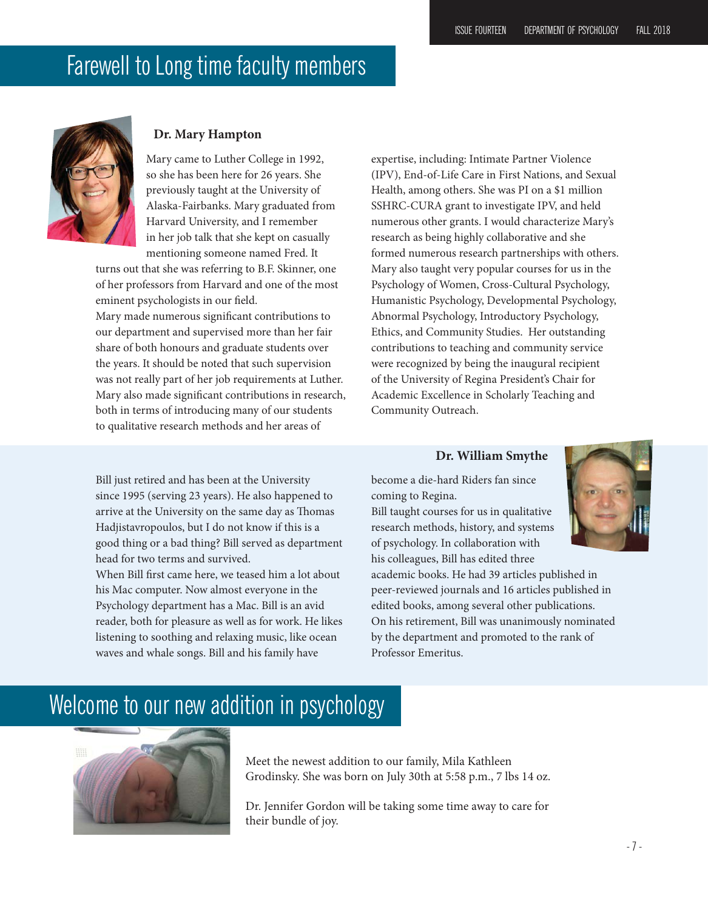# Farewell to Long time faculty members

### Dr. Mary Hampton

Mary came to Luther College in 1992, so she has been here for 26 years. She previously taught at the University of Alaska-Fairbanks. Mary graduated from Harvard University, and I remember in her job talk that she kept on casually mentioning someone named Fred. It turns out that she was referring to B.F. Skinner, one of her professors from Harvard and one of the most eminent psychologists in our field.

Mary made numerous significant contributions to our department and supervised more than her fair share of both honours and graduate students over the years. It should be noted that such supervision was not really part of her job requirements at Luther. Mary also made significant contributions in research, both in terms of introducing many of our students to qualitative research methods and her areas of expertise, including: Intimate Partner Violence (IPV), End-of-Life Care in First Nations, and Sexual Health, among others. She was PI on a $1 million SSHRC-CURA grant to investigate IPV, and held numerous other grants. I would characterize Mary's research as being highly collaborative and she formed numerous research partnerships with others. Mary also taught very popular courses for us in the Psychology of Women, Cross-Cultural Psychology, Humanistic Psychology, Developmental Psychology, Abnormal Psychology, Introductory Psychology, Ethics, and Community Studies. Her outstanding contributions to teaching and community service were recognized by being the inaugural recipient of the University of Regina President's Chair for Academic Excellence in Scholarly Teaching and Community Outreach.

### Dr. William Smythe

Bill just retired and has been at the University since 1995 (serving 23 years). He also happened to arrive at the University on the same day as Thomas Hadjistavropoulos, but I do not know if this is a good thing or a bad thing? Bill served as department head for two terms and survived.

When Bill first came here, we teased him a lot about his Mac computer. Now almost everyone in the Psychology department has a Mac. Bill is an avid reader, both for pleasure as well as for work. He likes listening to soothing and relaxing music, like ocean waves and whale songs. Bill and his family have become a die-hard Riders fan since coming to Regina.

Bill taught courses for us in qualitative research methods, history, and systems of psychology. In collaboration with his colleagues, Bill has edited three academic books. He had 39 articles published in peer-reviewed journals and 16 articles published in edited books, among several other publications. On his retirement, Bill was unanimously nominated by the department and promoted to the rank of Professor Emeritus.

# Welcome to our new addition in psychology

Meet the newest addition to our family, Mila Kathleen Grodinsky. She was born on July 30th at 5:58 p.m., 7 lbs 14 oz.

Dr. Jennifer Gordon will be taking some time away to care for their bundle of joy.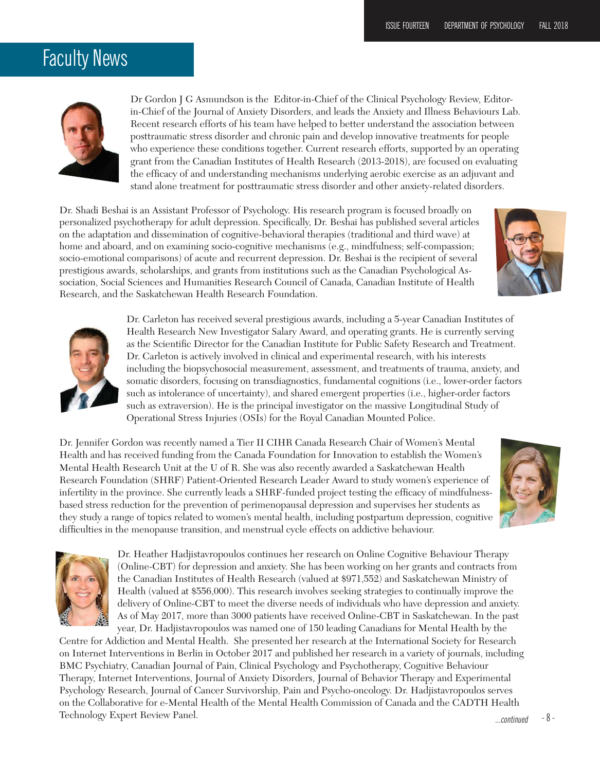# Faculty News

Dr Gordon J G Asmundson is the  Editor-in-Chief of the Clinical Psychology Review, Editor-in-Chief of the Journal of Anxiety Disorders, and leads the Anxiety and Illness Behaviours Lab. Recent research efforts of his team have helped to better understand the association between posttraumatic stress disorder and chronic pain and develop innovative treatments for people who experience these conditions together. Current research efforts, supported by an operating grant from the Canadian Institutes of Health Research (2013-2018), are focused on evaluating the efficacy of and understanding mechanisms underlying aerobic exercise as an adjuvant and stand alone treatment for posttraumatic stress disorder and other anxiety-related disorders.

Dr. Shadi Beshai is an Assistant Professor of Psychology. His research program is focused broadly on personalized psychotherapy for adult depression. Specifically, Dr. Beshai has published several articles on the adaptation and dissemination of cognitive-behavioral therapies (traditional and third wave) at home and aboard, and on examining socio-cognitive mechanisms (e.g., mindfulness; self-compassion; socio-emotional comparisons) of acute and recurrent depression. Dr. Beshai is the recipient of several prestigious awards, scholarships, and grants from institutions such as the Canadian Psychological Association, Social Sciences and Humanities Research Council of Canada, Canadian Institute of Health Research, and the Saskatchewan Health Research Foundation.

Dr. Carleton has received several prestigious awards, including a 5-year Canadian Institutes of Health Research New Investigator Salary Award, and operating grants. He is currently serving as the Scientific Director for the Canadian Institute for Public Safety Research and Treatment. Dr. Carleton is actively involved in clinical and experimental research, with his interests including the biopsychosocial measurement, assessment, and treatments of trauma, anxiety, and somatic disorders, focusing on transdiagnostics, fundamental cognitions (i.e., lower-order factors such as intolerance of uncertainty), and shared emergent properties (i.e., higher-order factors such as extraversion). He is the principal investigator on the massive Longitudinal Study of Operational Stress Injuries (OSIs) for the Royal Canadian Mounted Police.

Dr. Jennifer Gordon was recently named a Tier II CIHR Canada Research Chair of Women's Mental Health and has received funding from the Canada Foundation for Innovation to establish the Women's Mental Health Research Unit at the U of R. She was also recently awarded a Saskatchewan Health Research Foundation (SHRF) Patient-Oriented Research Leader Award to study women's experience of infertility in the province. She currently leads a SHRF-funded project testing the efficacy of mindfulness-based stress reduction for the prevention of perimenopausal depression and supervises her students as they study a range of topics related to women's mental health, including postpartum depression, cognitive difficulties in the menopause transition, and menstrual cycle effects on addictive behaviour.

Dr. Heather Hadjistavropoulos continues her research on Online Cognitive Behaviour Therapy (Online-CBT) for depression and anxiety. She has been working on her grants and contracts from the Canadian Institutes of Health Research (valued at $971,552) and Saskatchewan Ministry of Health (valued at $556,000). This research involves seeking strategies to continually improve the delivery of Online-CBT to meet the diverse needs of individuals who have depression and anxiety. As of May 2017, more than 3000 patients have received Online-CBT in Saskatchewan. In the past year, Dr. Hadjistavropoulos was named one of 150 leading Canadians for Mental Health by the Centre for Addiction and Mental Health.  She presented her research at the International Society for Research on Internet Interventions in Berlin in October 2017 and published her research in a variety of journals, including BMC Psychiatry, Canadian Journal of Pain, Clinical Psychology and Psychotherapy, Cognitive Behaviour Therapy, Internet Interventions, Journal of Anxiety Disorders, Journal of Behavior Therapy and Experimental Psychology Research, Journal of Cancer Survivorship, Pain and Psycho-oncology. Dr. Hadjistavropoulos serves on the Collaborative for e-Mental Health of the Mental Health Commission of Canada and the CADTH Health Technology Expert Review Panel.

*...continued*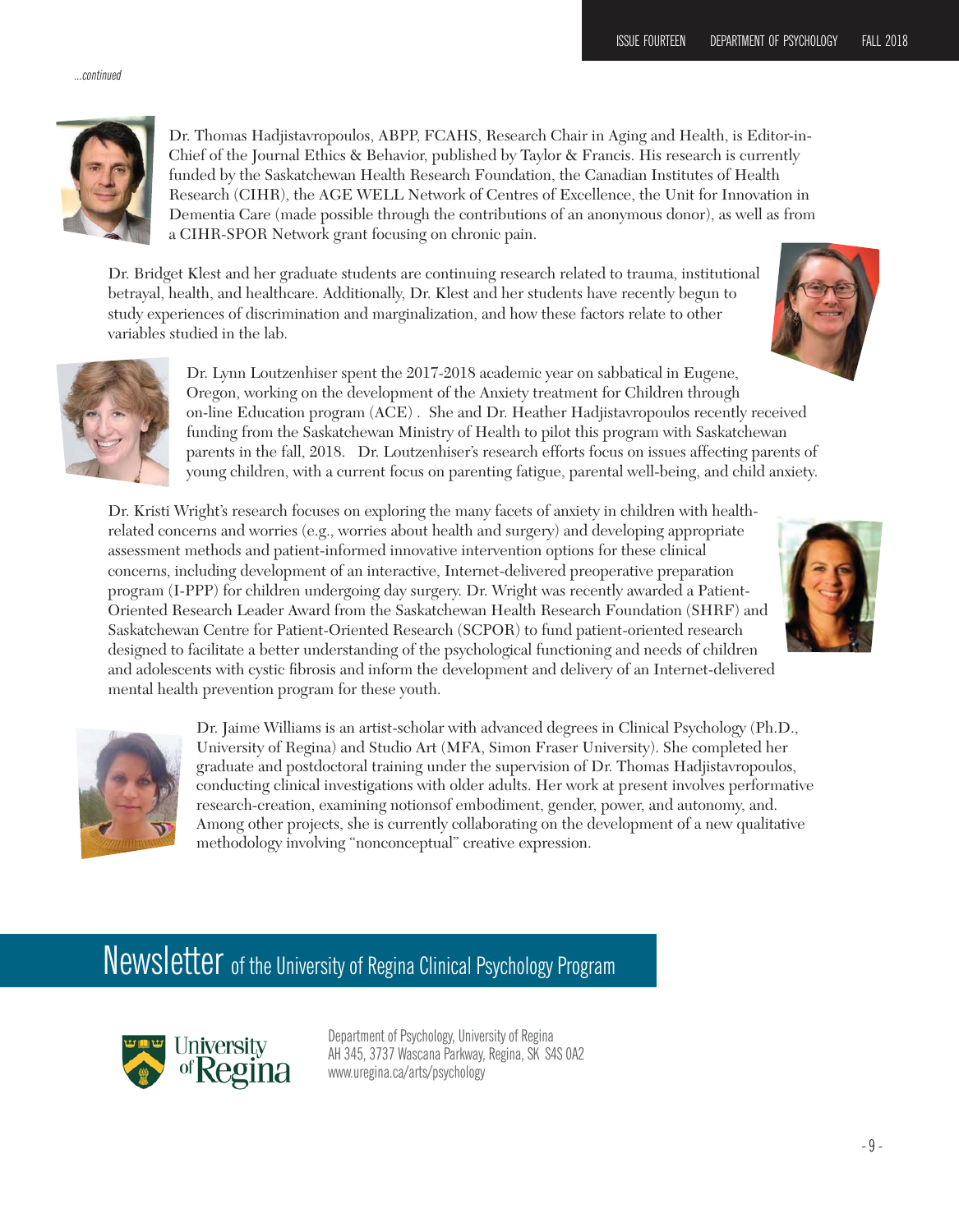*...continued*

Dr. Thomas Hadjistavropoulos, ABPP, FCAHS, Research Chair in Aging and Health, is Editor-in-Chief of the Journal Ethics & Behavior, published by Taylor & Francis. His research is currently funded by the Saskatchewan Health Research Foundation, the Canadian Institutes of Health Research (CIHR), the AGE WELL Network of Centres of Excellence, the Unit for Innovation in Dementia Care (made possible through the contributions of an anonymous donor), as well as from a CIHR-SPOR Network grant focusing on chronic pain.

Dr. Bridget Klest and her graduate students are continuing research related to trauma, institutional betrayal, health, and healthcare. Additionally, Dr. Klest and her students have recently begun to study experiences of discrimination and marginalization, and how these factors relate to other variables studied in the lab.

Dr. Lynn Loutzenhiser spent the 2017-2018 academic year on sabbatical in Eugene, Oregon, working on the development of the Anxiety treatment for Children through on-line Education program (ACE) . She and Dr. Heather Hadjistavropoulos recently received funding from the Saskatchewan Ministry of Health to pilot this program with Saskatchewan parents in the fall, 2018. Dr. Loutzenhiser's research efforts focus on issues affecting parents of young children, with a current focus on parenting fatigue, parental well-being, and child anxiety.

Dr. Kristi Wright's research focuses on exploring the many facets of anxiety in children with health-related concerns and worries (e.g., worries about health and surgery) and developing appropriate assessment methods and patient-informed innovative intervention options for these clinical concerns, including development of an interactive, Internet-delivered preoperative preparation program (I-PPP) for children undergoing day surgery. Dr. Wright was recently awarded a Patient-Oriented Research Leader Award from the Saskatchewan Health Research Foundation (SHRF) and Saskatchewan Centre for Patient-Oriented Research (SCPOR) to fund patient-oriented research designed to facilitate a better understanding of the psychological functioning and needs of children and adolescents with cystic fibrosis and inform the development and delivery of an Internet-delivered mental health prevention program for these youth.

Dr. Jaime Williams is an artist-scholar with advanced degrees in Clinical Psychology (Ph.D., University of Regina) and Studio Art (MFA, Simon Fraser University). She completed her graduate and postdoctoral training under the supervision of Dr. Thomas Hadjistavropoulos, conducting clinical investigations with older adults. Her work at present involves performative research-creation, examining notionsof embodiment, gender, power, and autonomy, and. Among other projects, she is currently collaborating on the development of a new qualitative methodology involving "nonconceptual" creative expression.

# Newsletter of the University of Regina Clinical Psychology Program

University of Regina

Department of Psychology, University of Regina
AH 345, 3737 Wascana Parkway, Regina, SK S4S 0A2
www.uregina.ca/arts/psychology